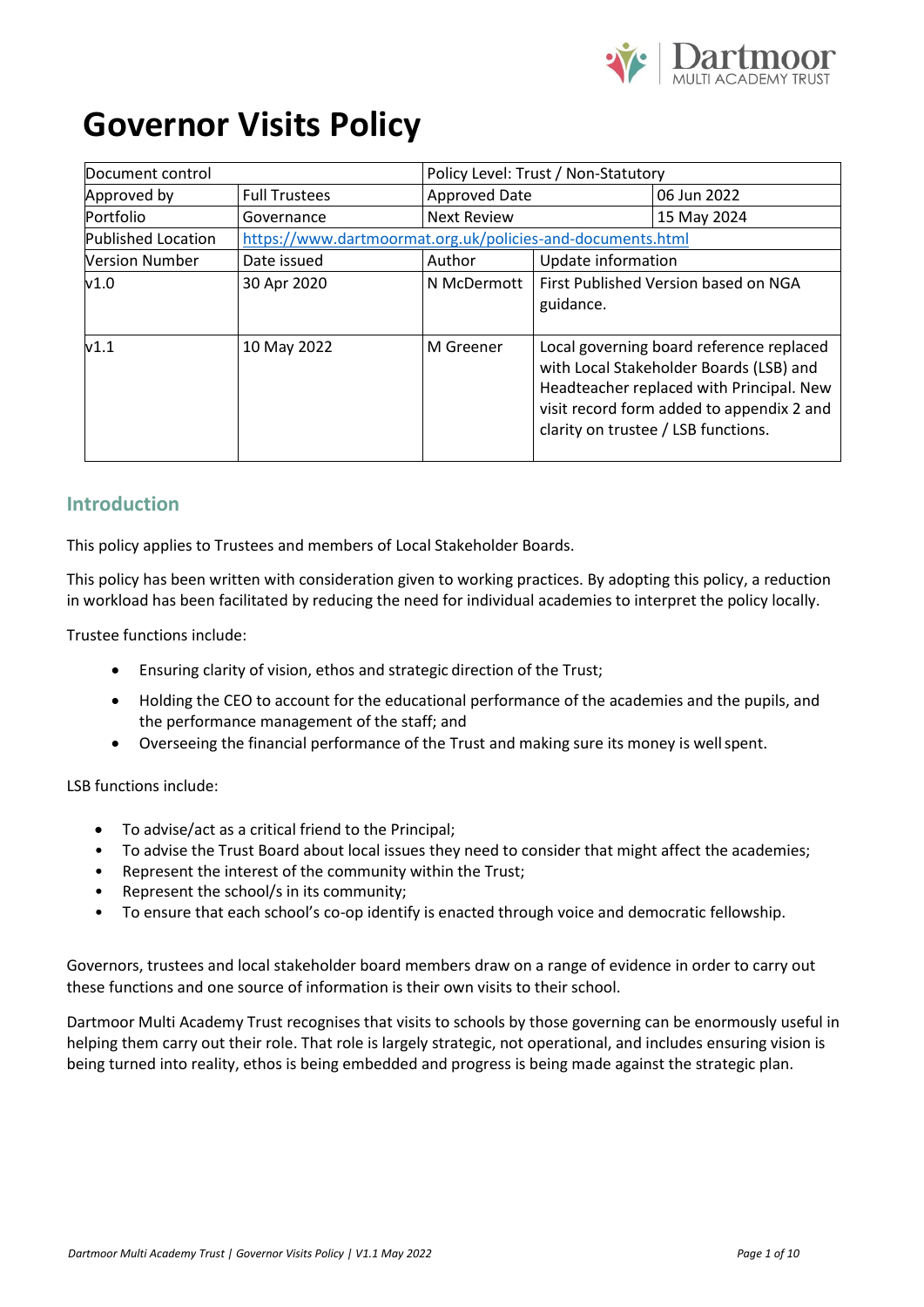# Governor Visits Policy

| Document control | | Policy Level: Trust / Non-Statutory | |
|---|---|---|---|
| Approved by | Full Trustees | Approved Date | 06 Jun 2022 |
| Portfolio | Governance | Next Review | 15 May 2024 |
| Published Location | https://www.dartmoormat.org.uk/policies-and-documents.html | | |
| Version Number | Date issued | Author | Update information |
| v1.0 | 30 Apr 2020 | N McDermott | First Published Version based on NGA guidance. |
| v1.1 | 10 May 2022 | M Greener | Local governing board reference replaced with Local Stakeholder Boards (LSB) and Headteacher replaced with Principal. New visit record form added to appendix 2 and clarity on trustee / LSB functions. |

## Introduction

This policy applies to Trustees and members of Local Stakeholder Boards.

This policy has been written with consideration given to working practices. By adopting this policy, a reduction in workload has been facilitated by reducing the need for individual academies to interpret the policy locally.

Trustee functions include:

- Ensuring clarity of vision, ethos and strategic direction of the Trust;
- Holding the CEO to account for the educational performance of the academies and the pupils, and the performance management of the staff; and
- Overseeing the financial performance of the Trust and making sure its money is well spent.

LSB functions include:

- To advise/act as a critical friend to the Principal;
- To advise the Trust Board about local issues they need to consider that might affect the academies;
- Represent the interest of the community within the Trust;
- Represent the school/s in its community;
- To ensure that each school's co-op identify is enacted through voice and democratic fellowship.

Governors, trustees and local stakeholder board members draw on a range of evidence in order to carry out these functions and one source of information is their own visits to their school.

Dartmoor Multi Academy Trust recognises that visits to schools by those governing can be enormously useful in helping them carry out their role. That role is largely strategic, not operational, and includes ensuring vision is being turned into reality, ethos is being embedded and progress is being made against the strategic plan.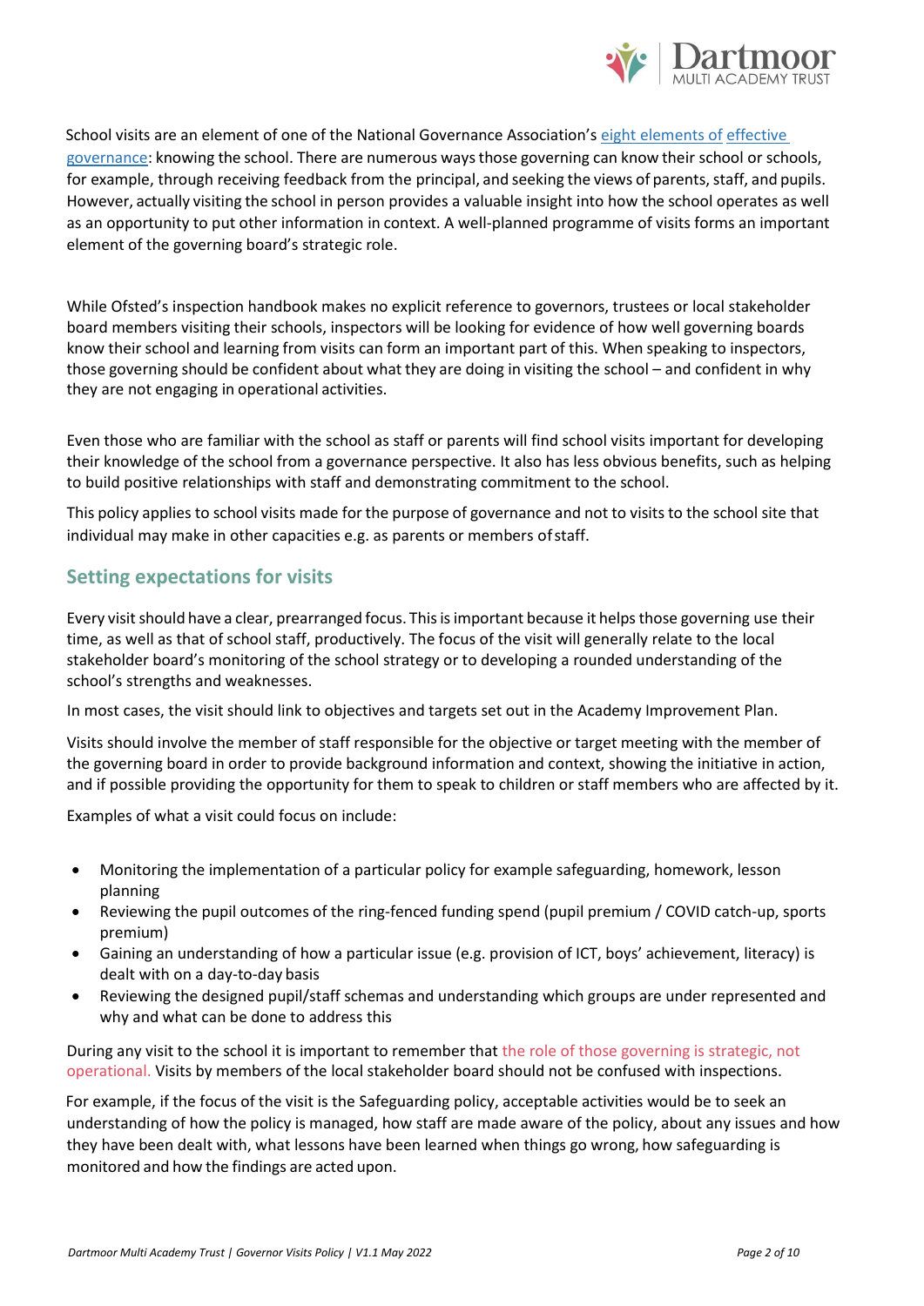School visits are an element of one of the National Governance Association's eight elements of effective governance: knowing the school. There are numerous ways those governing can know their school or schools, for example, through receiving feedback from the principal, and seeking the views of parents, staff, and pupils. However, actually visiting the school in person provides a valuable insight into how the school operates as well as an opportunity to put other information in context. A well-planned programme of visits forms an important element of the governing board's strategic role.

While Ofsted's inspection handbook makes no explicit reference to governors, trustees or local stakeholder board members visiting their schools, inspectors will be looking for evidence of how well governing boards know their school and learning from visits can form an important part of this. When speaking to inspectors, those governing should be confident about what they are doing in visiting the school – and confident in why they are not engaging in operational activities.

Even those who are familiar with the school as staff or parents will find school visits important for developing their knowledge of the school from a governance perspective. It also has less obvious benefits, such as helping to build positive relationships with staff and demonstrating commitment to the school.

This policy applies to school visits made for the purpose of governance and not to visits to the school site that individual may make in other capacities e.g. as parents or members of staff.

## Setting expectations for visits

Every visit should have a clear, prearranged focus. This is important because it helps those governing use their time, as well as that of school staff, productively. The focus of the visit will generally relate to the local stakeholder board's monitoring of the school strategy or to developing a rounded understanding of the school's strengths and weaknesses.

In most cases, the visit should link to objectives and targets set out in the Academy Improvement Plan.

Visits should involve the member of staff responsible for the objective or target meeting with the member of the governing board in order to provide background information and context, showing the initiative in action, and if possible providing the opportunity for them to speak to children or staff members who are affected by it.

Examples of what a visit could focus on include:

- Monitoring the implementation of a particular policy for example safeguarding, homework, lesson planning
- Reviewing the pupil outcomes of the ring-fenced funding spend (pupil premium / COVID catch-up, sports premium)
- Gaining an understanding of how a particular issue (e.g. provision of ICT, boys' achievement, literacy) is dealt with on a day-to-day basis
- Reviewing the designed pupil/staff schemas and understanding which groups are under represented and why and what can be done to address this

During any visit to the school it is important to remember that the role of those governing is strategic, not operational. Visits by members of the local stakeholder board should not be confused with inspections.

For example, if the focus of the visit is the Safeguarding policy, acceptable activities would be to seek an understanding of how the policy is managed, how staff are made aware of the policy, about any issues and how they have been dealt with, what lessons have been learned when things go wrong, how safeguarding is monitored and how the findings are acted upon.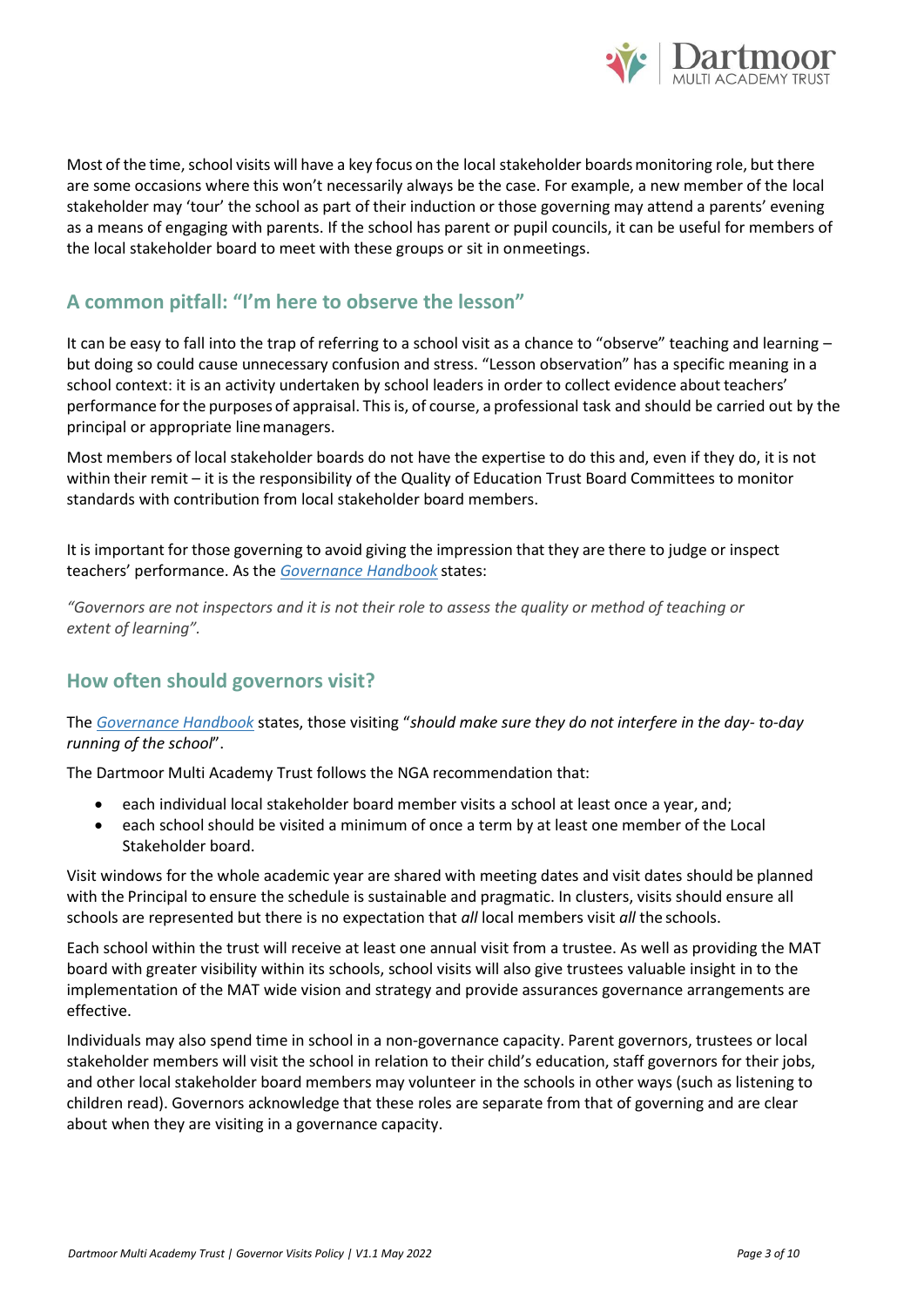Most of the time, school visits will have a key focus on the local stakeholder boards monitoring role, but there are some occasions where this won't necessarily always be the case. For example, a new member of the local stakeholder may 'tour' the school as part of their induction or those governing may attend a parents' evening as a means of engaging with parents. If the school has parent or pupil councils, it can be useful for members of the local stakeholder board to meet with these groups or sit in onmeetings.

## A common pitfall: "I'm here to observe the lesson"

It can be easy to fall into the trap of referring to a school visit as a chance to "observe" teaching and learning – but doing so could cause unnecessary confusion and stress. "Lesson observation" has a specific meaning in a school context: it is an activity undertaken by school leaders in order to collect evidence about teachers' performance for the purposes of appraisal. This is, of course, a professional task and should be carried out by the principal or appropriate linemanagers.

Most members of local stakeholder boards do not have the expertise to do this and, even if they do, it is not within their remit – it is the responsibility of the Quality of Education Trust Board Committees to monitor standards with contribution from local stakeholder board members.

It is important for those governing to avoid giving the impression that they are there to judge or inspect teachers' performance. As the *Governance Handbook* states:

*"Governors are not inspectors and it is not their role to assess the quality or method of teaching or extent of learning".*

## How often should governors visit?

The *Governance Handbook* states, those visiting "*should make sure they do not interfere in the day- to-day running of the school*".

The Dartmoor Multi Academy Trust follows the NGA recommendation that:

- each individual local stakeholder board member visits a school at least once a year, and;
- each school should be visited a minimum of once a term by at least one member of the Local Stakeholder board.

Visit windows for the whole academic year are shared with meeting dates and visit dates should be planned with the Principal to ensure the schedule is sustainable and pragmatic. In clusters, visits should ensure all schools are represented but there is no expectation that *all* local members visit *all* the schools.

Each school within the trust will receive at least one annual visit from a trustee. As well as providing the MAT board with greater visibility within its schools, school visits will also give trustees valuable insight in to the implementation of the MAT wide vision and strategy and provide assurances governance arrangements are effective.

Individuals may also spend time in school in a non-governance capacity. Parent governors, trustees or local stakeholder members will visit the school in relation to their child's education, staff governors for their jobs, and other local stakeholder board members may volunteer in the schools in other ways (such as listening to children read). Governors acknowledge that these roles are separate from that of governing and are clear about when they are visiting in a governance capacity.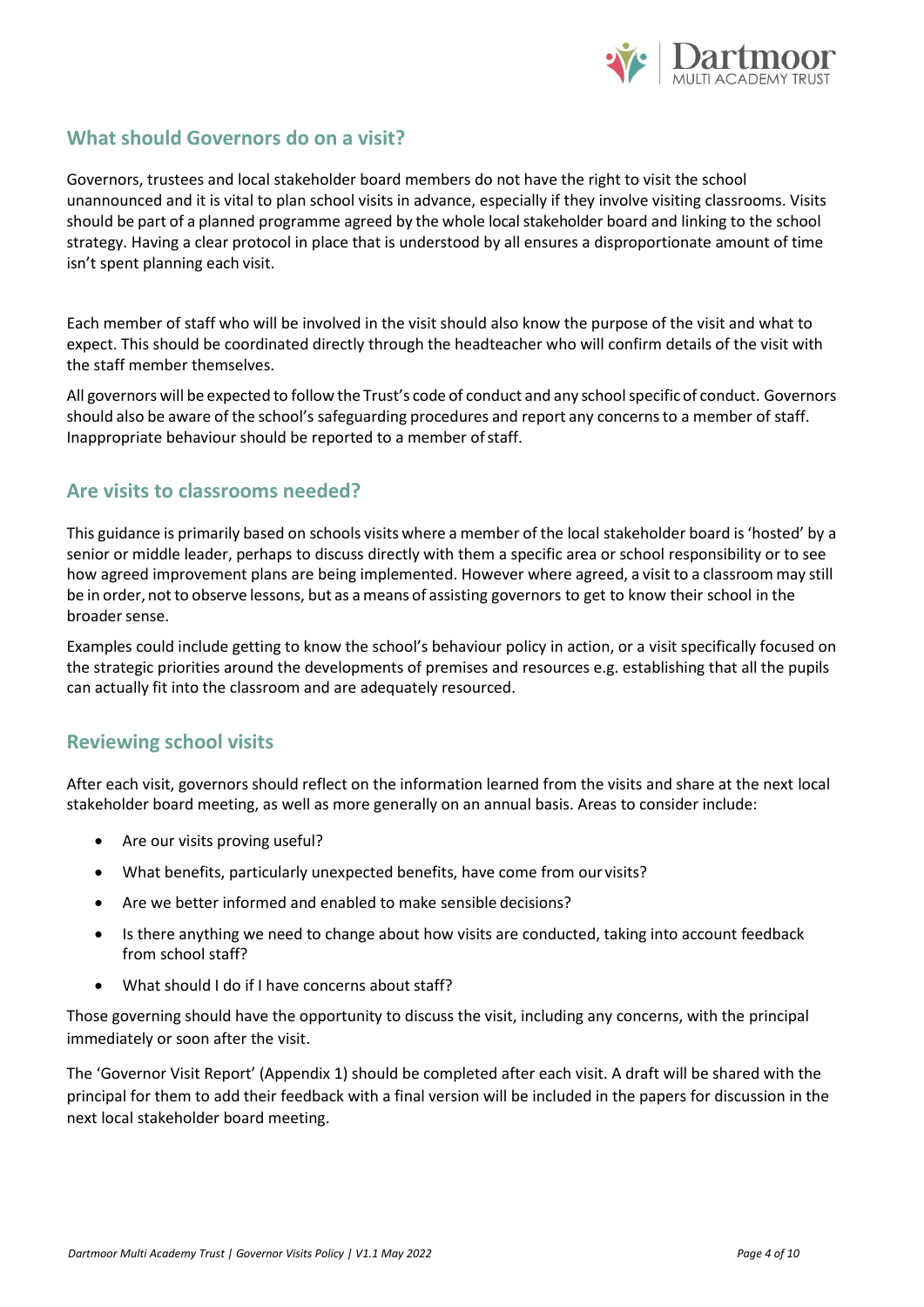## What should Governors do on a visit?

Governors, trustees and local stakeholder board members do not have the right to visit the school unannounced and it is vital to plan school visits in advance, especially if they involve visiting classrooms. Visits should be part of a planned programme agreed by the whole local stakeholder board and linking to the school strategy. Having a clear protocol in place that is understood by all ensures a disproportionate amount of time isn't spent planning each visit.

Each member of staff who will be involved in the visit should also know the purpose of the visit and what to expect. This should be coordinated directly through the headteacher who will confirm details of the visit with the staff member themselves.

All governors will be expected to follow the Trust's code of conduct and any school specific of conduct. Governors should also be aware of the school's safeguarding procedures and report any concerns to a member of staff. Inappropriate behaviour should be reported to a member of staff.

## Are visits to classrooms needed?

This guidance is primarily based on schools visits where a member of the local stakeholder board is 'hosted' by a senior or middle leader, perhaps to discuss directly with them a specific area or school responsibility or to see how agreed improvement plans are being implemented. However where agreed, a visit to a classroom may still be in order, not to observe lessons, but as a means of assisting governors to get to know their school in the broader sense.

Examples could include getting to know the school's behaviour policy in action, or a visit specifically focused on the strategic priorities around the developments of premises and resources e.g. establishing that all the pupils can actually fit into the classroom and are adequately resourced.

## Reviewing school visits

After each visit, governors should reflect on the information learned from the visits and share at the next local stakeholder board meeting, as well as more generally on an annual basis. Areas to consider include:

- Are our visits proving useful?
- What benefits, particularly unexpected benefits, have come from our visits?
- Are we better informed and enabled to make sensible decisions?
- Is there anything we need to change about how visits are conducted, taking into account feedback from school staff?
- What should I do if I have concerns about staff?

Those governing should have the opportunity to discuss the visit, including any concerns, with the principal immediately or soon after the visit.

The 'Governor Visit Report' (Appendix 1) should be completed after each visit. A draft will be shared with the principal for them to add their feedback with a final version will be included in the papers for discussion in the next local stakeholder board meeting.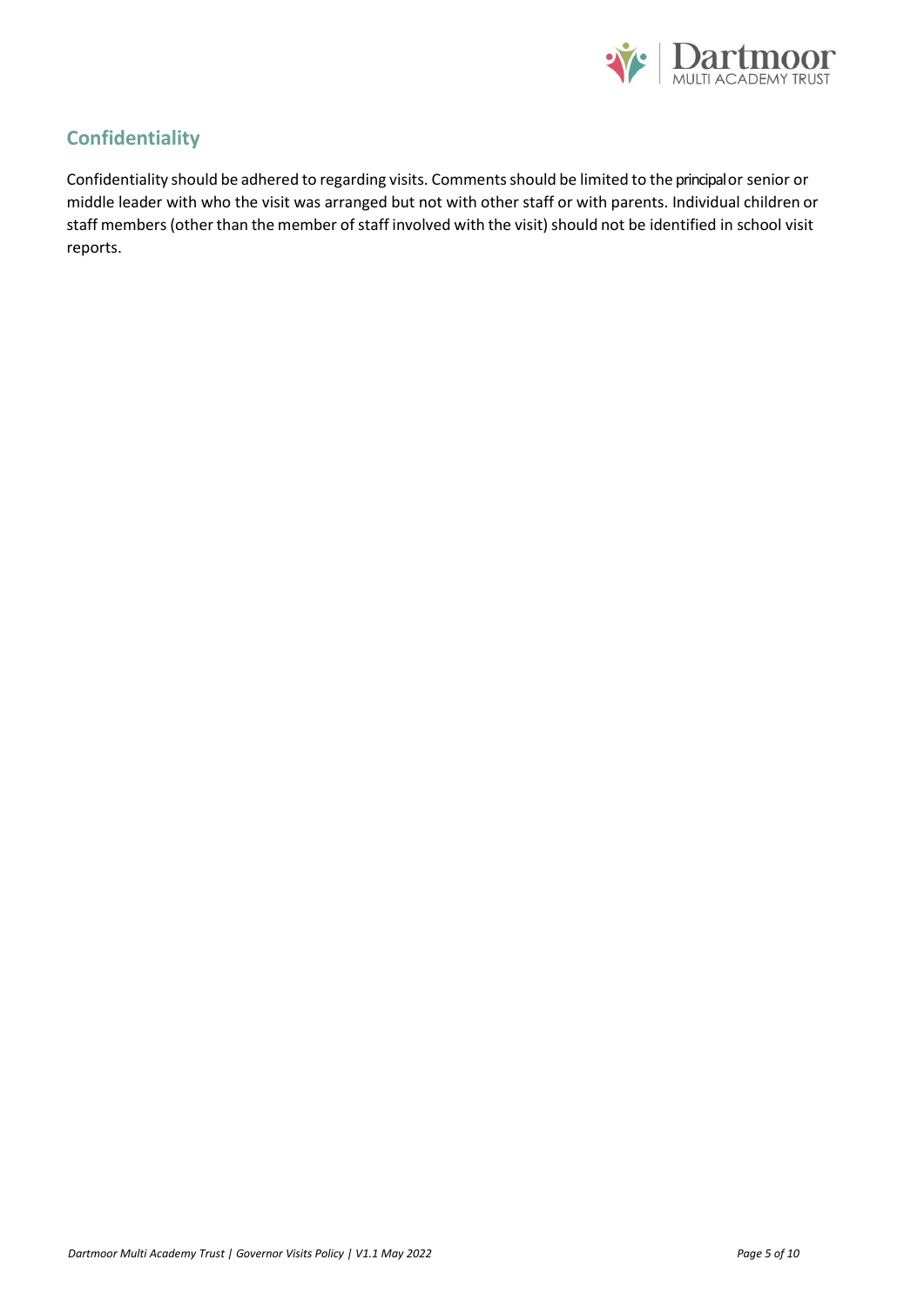## Confidentiality

Confidentiality should be adhered to regarding visits. Comments should be limited to the principal or senior or middle leader with who the visit was arranged but not with other staff or with parents. Individual children or staff members (other than the member of staff involved with the visit) should not be identified in school visit reports.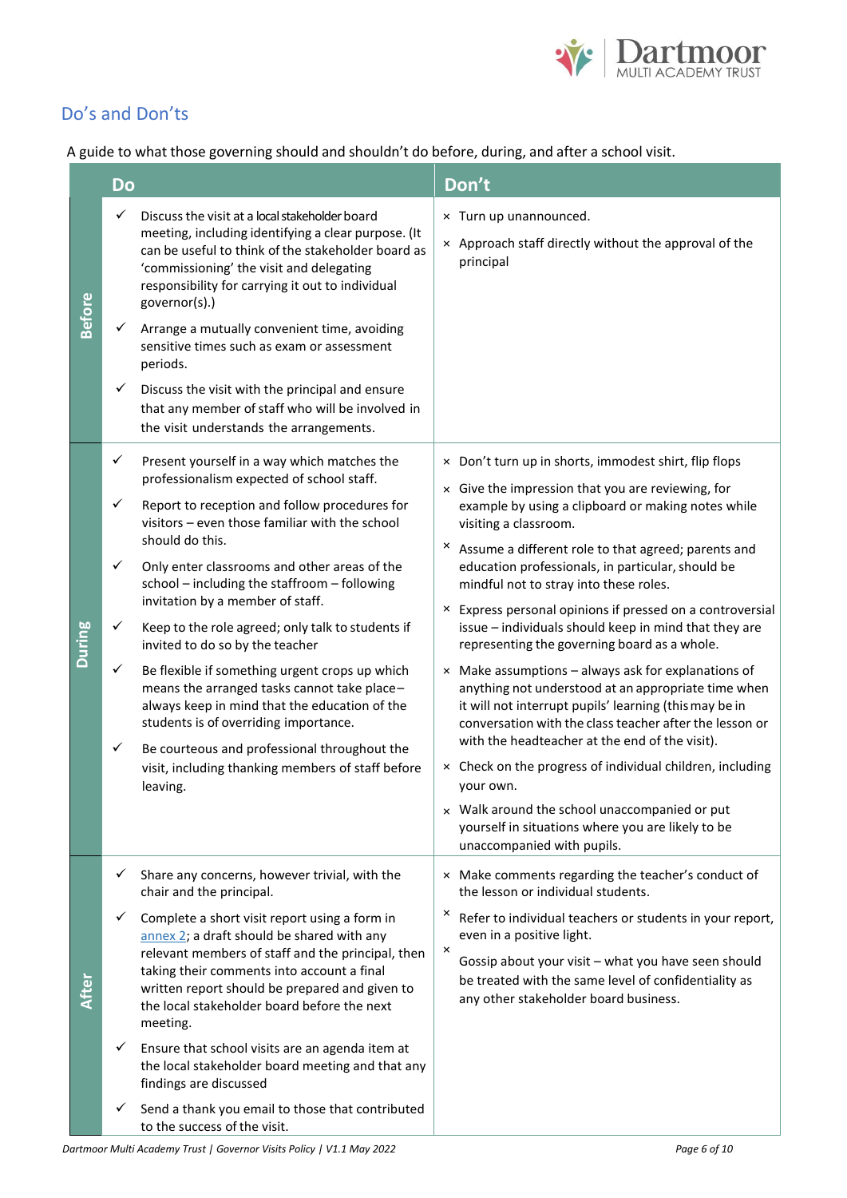## Do's and Don'ts

A guide to what those governing should and shouldn't do before, during, and after a school visit.

| | Do | Don't |
|---|---|---|
| **Before** | ✓ Discuss the visit at a local stakeholder board meeting, including identifying a clear purpose. (It can be useful to think of the stakeholder board as 'commissioning' the visit and delegating responsibility for carrying it out to individual governor(s).)<br><br>✓ Arrange a mutually convenient time, avoiding sensitive times such as exam or assessment periods.<br><br>✓ Discuss the visit with the principal and ensure that any member of staff who will be involved in the visit understands the arrangements. | × Turn up unannounced.<br><br>× Approach staff directly without the approval of the principal |
| **During** | ✓ Present yourself in a way which matches the professionalism expected of school staff.<br><br>✓ Report to reception and follow procedures for visitors – even those familiar with the school should do this.<br><br>✓ Only enter classrooms and other areas of the school – including the staffroom – following invitation by a member of staff.<br><br>✓ Keep to the role agreed; only talk to students if invited to do so by the teacher<br><br>✓ Be flexible if something urgent crops up which means the arranged tasks cannot take place– always keep in mind that the education of the students is of overriding importance.<br><br>✓ Be courteous and professional throughout the visit, including thanking members of staff before leaving. | × Don't turn up in shorts, immodest shirt, flip flops<br><br>× Give the impression that you are reviewing, for example by using a clipboard or making notes while visiting a classroom.<br><br>× Assume a different role to that agreed; parents and education professionals, in particular, should be mindful not to stray into these roles.<br><br>× Express personal opinions if pressed on a controversial issue – individuals should keep in mind that they are representing the governing board as a whole.<br><br>× Make assumptions – always ask for explanations of anything not understood at an appropriate time when it will not interrupt pupils' learning (this may be in conversation with the class teacher after the lesson or with the headteacher at the end of the visit).<br><br>× Check on the progress of individual children, including your own.<br><br>× Walk around the school unaccompanied or put yourself in situations where you are likely to be unaccompanied with pupils. |
| **After** | ✓ Share any concerns, however trivial, with the chair and the principal.<br><br>✓ Complete a short visit report using a form in annex 2; a draft should be shared with any relevant members of staff and the principal, then taking their comments into account a final written report should be prepared and given to the local stakeholder board before the next meeting.<br><br>✓ Ensure that school visits are an agenda item at the local stakeholder board meeting and that any findings are discussed<br><br>✓ Send a thank you email to those that contributed to the success of the visit. | × Make comments regarding the teacher's conduct of the lesson or individual students.<br><br>× Refer to individual teachers or students in your report, even in a positive light.<br><br>× Gossip about your visit – what you have seen should be treated with the same level of confidentiality as any other stakeholder board business. |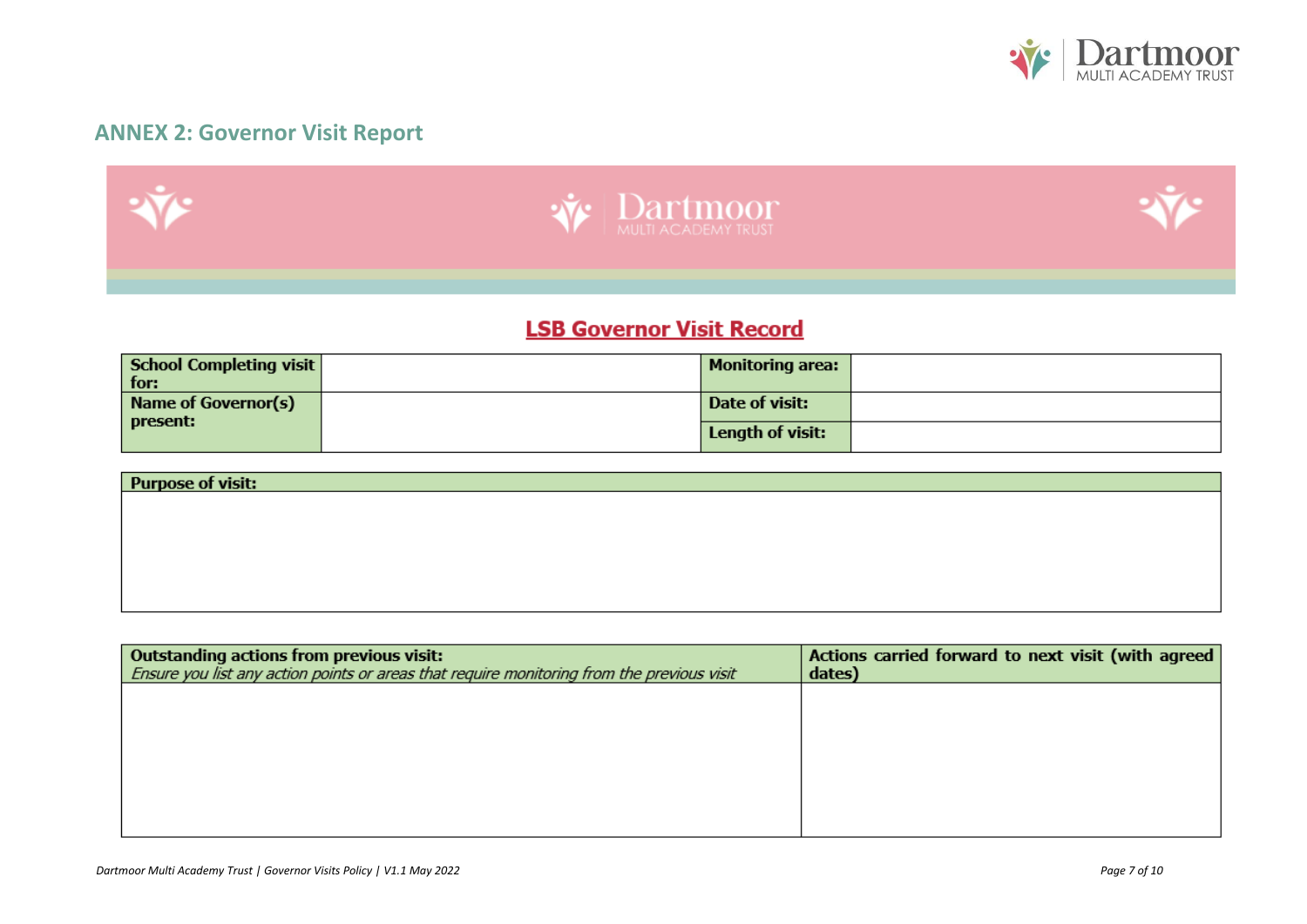## ANNEX 2: Governor Visit Report

### LSB Governor Visit Record

| School Completing visit for: | | Monitoring area: | |
|---|---|---|---|
| Name of Governor(s) present: | | Date of visit: | |
| | | Length of visit: | |

| Purpose of visit: |
|---|
| |

| Outstanding actions from previous visit: *Ensure you list any action points or areas that require monitoring from the previous visit* | Actions carried forward to next visit (with agreed dates) |
|---|---|
| | |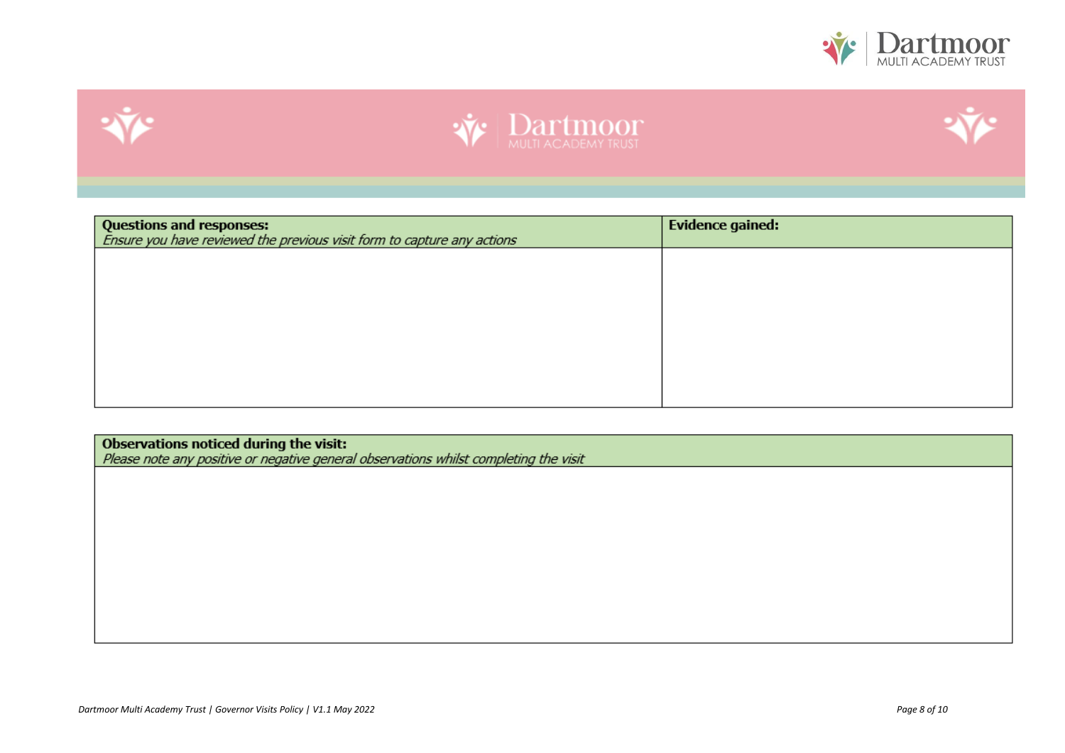| **Questions and responses:**<br>*Ensure you have reviewed the previous visit form to capture any actions* | **Evidence gained:** |
|---|---|
| | |

| **Observations noticed during the visit:**<br>*Please note any positive or negative general observations whilst completing the visit* |
|---|
| |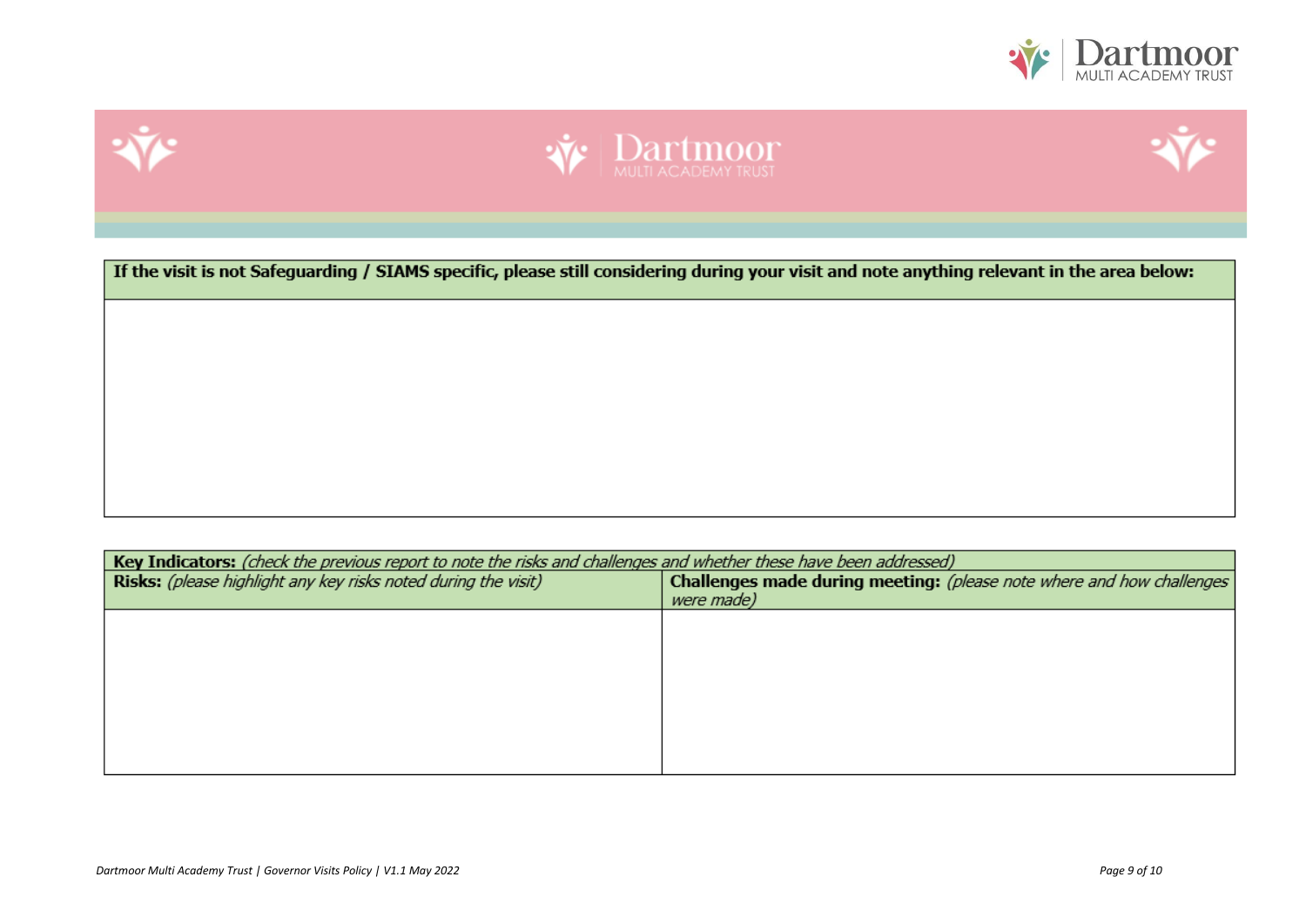| If the visit is not Safeguarding / SIAMS specific, please still considering during your visit and note anything relevant in the area below: |
|---|
| |

| **Key Indicators:** *(check the previous report to note the risks and challenges and whether these have been addressed)* | |
|---|---|
| **Risks:** *(please highlight any key risks noted during the visit)* | **Challenges made during meeting:** *(please note where and how challenges were made)* |
| | |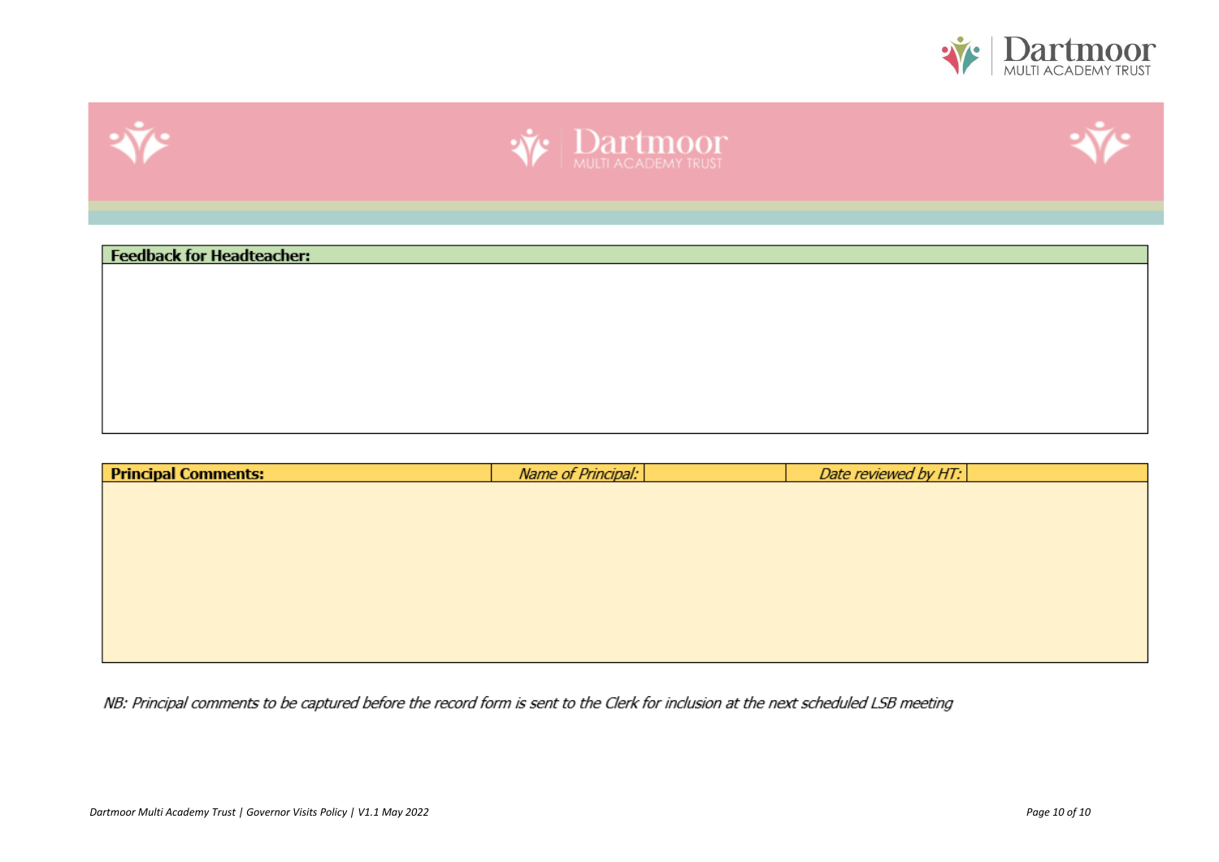| **Feedback for Headteacher:** |
| --- |
| |

| **Principal Comments:** | *Name of Principal:* | | *Date reviewed by HT:* | |
| --- | --- | --- | --- | --- |
| | | | | |

*NB: Principal comments to be captured before the record form is sent to the Clerk for inclusion at the next scheduled LSB meeting*